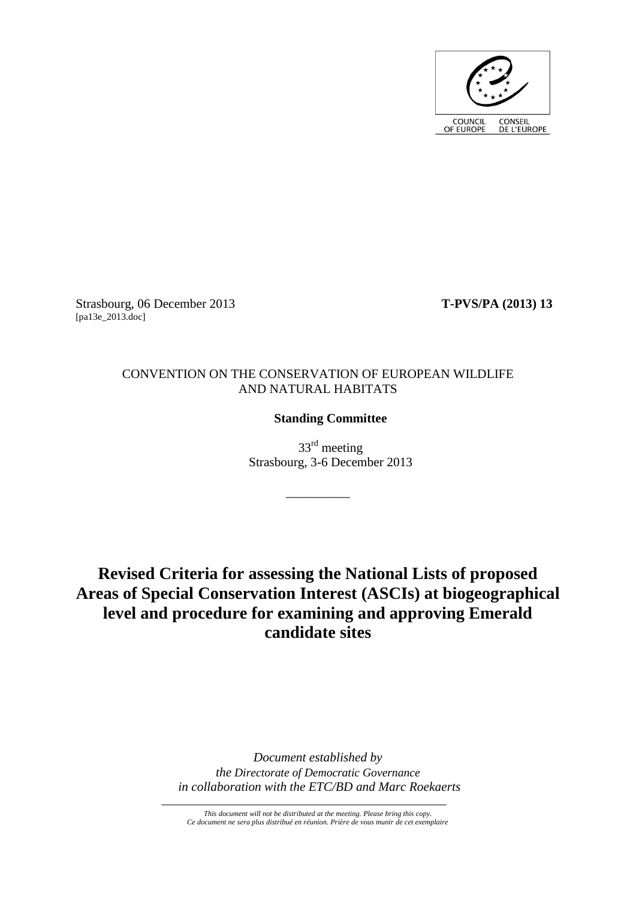COUNCIL OF EUROPE CONSEIL DE L'EUROPE

Strasbourg, 06 December 2013 **T-PVS/PA (2013) 13**
[pa13e_2013.doc]

CONVENTION ON THE CONSERVATION OF EUROPEAN WILDLIFE AND NATURAL HABITATS

**Standing Committee**

33rd meeting
Strasbourg, 3-6 December 2013

__________

# Revised Criteria for assessing the National Lists of proposed Areas of Special Conservation Interest (ASCIs) at biogeographical level and procedure for examining and approving Emerald candidate sites

*Document established by*
*the Directorate of Democratic Governance*
*in collaboration with the ETC/BD and Marc Roekaerts*

*This document will not be distributed at the meeting. Please bring this copy.*
*Ce document ne sera plus distribué en réunion. Prière de vous munir de cet exemplaire*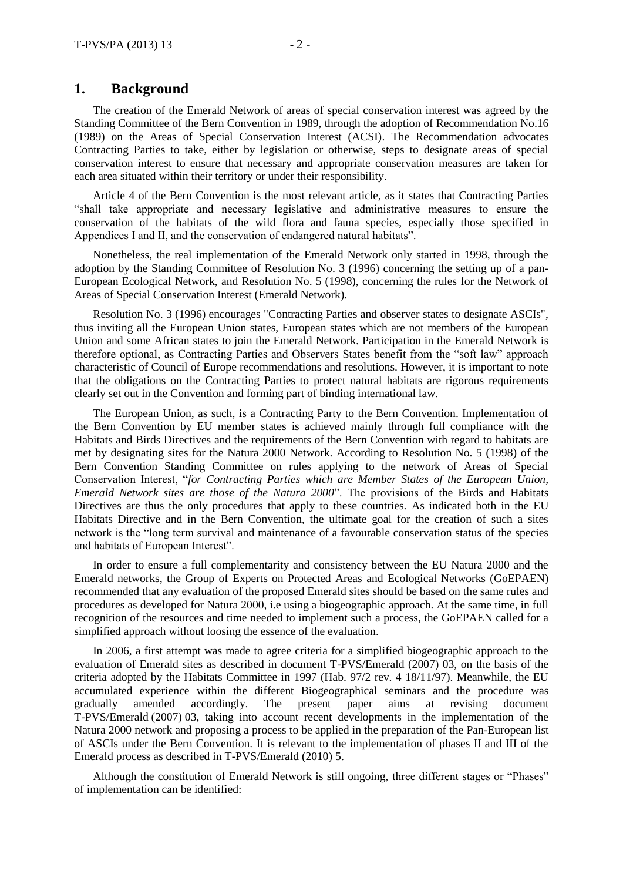# 1. Background

The creation of the Emerald Network of areas of special conservation interest was agreed by the Standing Committee of the Bern Convention in 1989, through the adoption of Recommendation No.16 (1989) on the Areas of Special Conservation Interest (ACSI). The Recommendation advocates Contracting Parties to take, either by legislation or otherwise, steps to designate areas of special conservation interest to ensure that necessary and appropriate conservation measures are taken for each area situated within their territory or under their responsibility.

Article 4 of the Bern Convention is the most relevant article, as it states that Contracting Parties "shall take appropriate and necessary legislative and administrative measures to ensure the conservation of the habitats of the wild flora and fauna species, especially those specified in Appendices I and II, and the conservation of endangered natural habitats".

Nonetheless, the real implementation of the Emerald Network only started in 1998, through the adoption by the Standing Committee of Resolution No. 3 (1996) concerning the setting up of a pan-European Ecological Network, and Resolution No. 5 (1998), concerning the rules for the Network of Areas of Special Conservation Interest (Emerald Network).

Resolution No. 3 (1996) encourages "Contracting Parties and observer states to designate ASCIs", thus inviting all the European Union states, European states which are not members of the European Union and some African states to join the Emerald Network. Participation in the Emerald Network is therefore optional, as Contracting Parties and Observers States benefit from the "soft law" approach characteristic of Council of Europe recommendations and resolutions. However, it is important to note that the obligations on the Contracting Parties to protect natural habitats are rigorous requirements clearly set out in the Convention and forming part of binding international law.

The European Union, as such, is a Contracting Party to the Bern Convention. Implementation of the Bern Convention by EU member states is achieved mainly through full compliance with the Habitats and Birds Directives and the requirements of the Bern Convention with regard to habitats are met by designating sites for the Natura 2000 Network. According to Resolution No. 5 (1998) of the Bern Convention Standing Committee on rules applying to the network of Areas of Special Conservation Interest, "*for Contracting Parties which are Member States of the European Union, Emerald Network sites are those of the Natura 2000*". The provisions of the Birds and Habitats Directives are thus the only procedures that apply to these countries. As indicated both in the EU Habitats Directive and in the Bern Convention, the ultimate goal for the creation of such a sites network is the "long term survival and maintenance of a favourable conservation status of the species and habitats of European Interest".

In order to ensure a full complementarity and consistency between the EU Natura 2000 and the Emerald networks, the Group of Experts on Protected Areas and Ecological Networks (GoEPAEN) recommended that any evaluation of the proposed Emerald sites should be based on the same rules and procedures as developed for Natura 2000, i.e using a biogeographic approach. At the same time, in full recognition of the resources and time needed to implement such a process, the GoEPAEN called for a simplified approach without loosing the essence of the evaluation.

In 2006, a first attempt was made to agree criteria for a simplified biogeographic approach to the evaluation of Emerald sites as described in document T-PVS/Emerald (2007) 03, on the basis of the criteria adopted by the Habitats Committee in 1997 (Hab. 97/2 rev. 4 18/11/97). Meanwhile, the EU accumulated experience within the different Biogeographical seminars and the procedure was gradually amended accordingly. The present paper aims at revising document T-PVS/Emerald (2007) 03, taking into account recent developments in the implementation of the Natura 2000 network and proposing a process to be applied in the preparation of the Pan-European list of ASCIs under the Bern Convention. It is relevant to the implementation of phases II and III of the Emerald process as described in T-PVS/Emerald (2010) 5.

Although the constitution of Emerald Network is still ongoing, three different stages or "Phases" of implementation can be identified: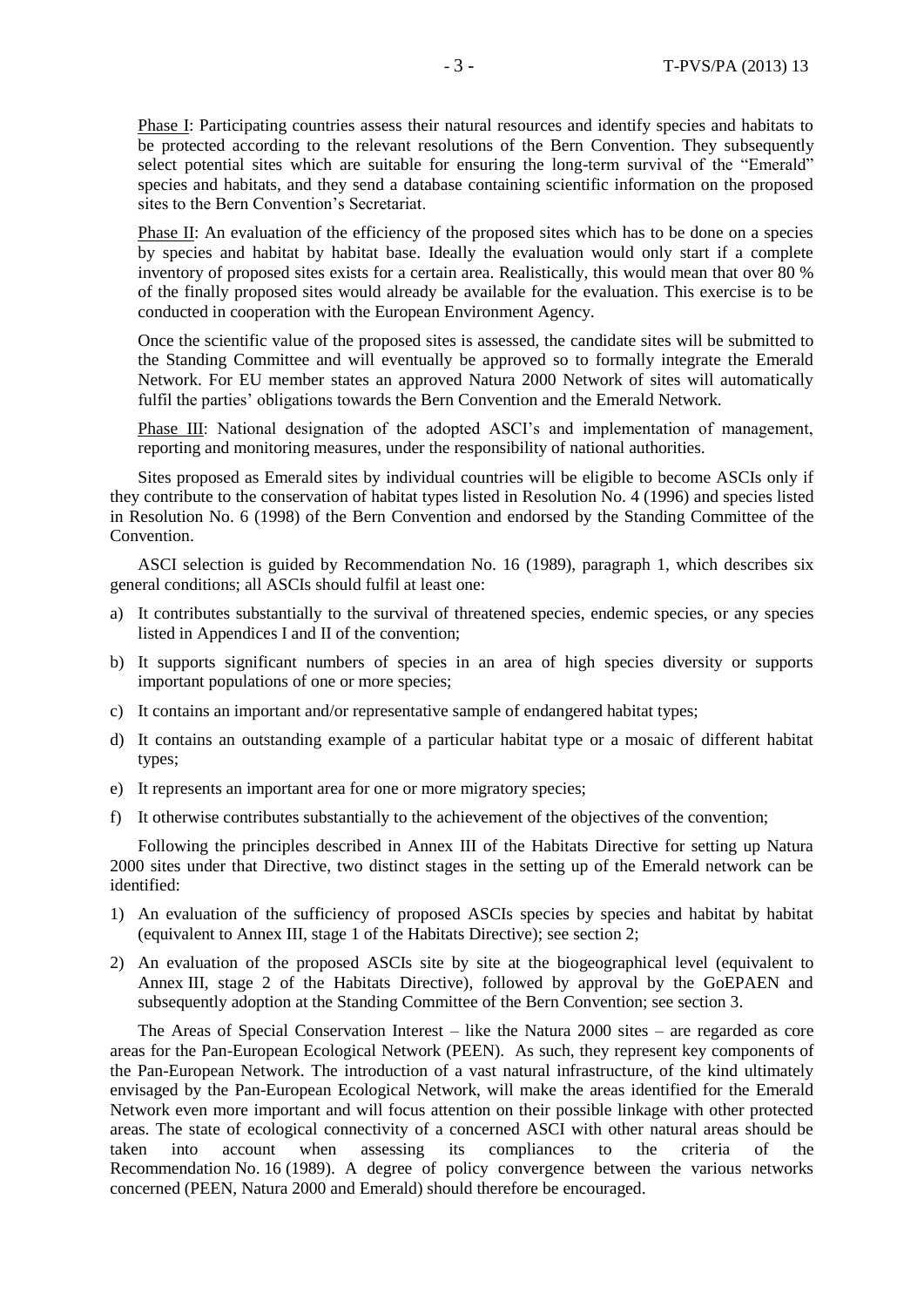<u>Phase I</u>: Participating countries assess their natural resources and identify species and habitats to be protected according to the relevant resolutions of the Bern Convention. They subsequently select potential sites which are suitable for ensuring the long-term survival of the "Emerald" species and habitats, and they send a database containing scientific information on the proposed sites to the Bern Convention's Secretariat.

<u>Phase II</u>: An evaluation of the efficiency of the proposed sites which has to be done on a species by species and habitat by habitat base. Ideally the evaluation would only start if a complete inventory of proposed sites exists for a certain area. Realistically, this would mean that over 80 % of the finally proposed sites would already be available for the evaluation. This exercise is to be conducted in cooperation with the European Environment Agency.

Once the scientific value of the proposed sites is assessed, the candidate sites will be submitted to the Standing Committee and will eventually be approved so to formally integrate the Emerald Network. For EU member states an approved Natura 2000 Network of sites will automatically fulfil the parties' obligations towards the Bern Convention and the Emerald Network.

<u>Phase III</u>: National designation of the adopted ASCI's and implementation of management, reporting and monitoring measures, under the responsibility of national authorities.

Sites proposed as Emerald sites by individual countries will be eligible to become ASCIs only if they contribute to the conservation of habitat types listed in Resolution No. 4 (1996) and species listed in Resolution No. 6 (1998) of the Bern Convention and endorsed by the Standing Committee of the Convention.

ASCI selection is guided by Recommendation No. 16 (1989), paragraph 1, which describes six general conditions; all ASCIs should fulfil at least one:

a) It contributes substantially to the survival of threatened species, endemic species, or any species listed in Appendices I and II of the convention;
b) It supports significant numbers of species in an area of high species diversity or supports important populations of one or more species;
c) It contains an important and/or representative sample of endangered habitat types;
d) It contains an outstanding example of a particular habitat type or a mosaic of different habitat types;
e) It represents an important area for one or more migratory species;
f) It otherwise contributes substantially to the achievement of the objectives of the convention;

Following the principles described in Annex III of the Habitats Directive for setting up Natura 2000 sites under that Directive, two distinct stages in the setting up of the Emerald network can be identified:

1) An evaluation of the sufficiency of proposed ASCIs species by species and habitat by habitat (equivalent to Annex III, stage 1 of the Habitats Directive); see section 2;
2) An evaluation of the proposed ASCIs site by site at the biogeographical level (equivalent to Annex III, stage 2 of the Habitats Directive), followed by approval by the GoEPAEN and subsequently adoption at the Standing Committee of the Bern Convention; see section 3.

The Areas of Special Conservation Interest – like the Natura 2000 sites – are regarded as core areas for the Pan-European Ecological Network (PEEN). As such, they represent key components of the Pan-European Network. The introduction of a vast natural infrastructure, of the kind ultimately envisaged by the Pan-European Ecological Network, will make the areas identified for the Emerald Network even more important and will focus attention on their possible linkage with other protected areas. The state of ecological connectivity of a concerned ASCI with other natural areas should be taken into account when assessing its compliances to the criteria of the Recommendation No. 16 (1989). A degree of policy convergence between the various networks concerned (PEEN, Natura 2000 and Emerald) should therefore be encouraged.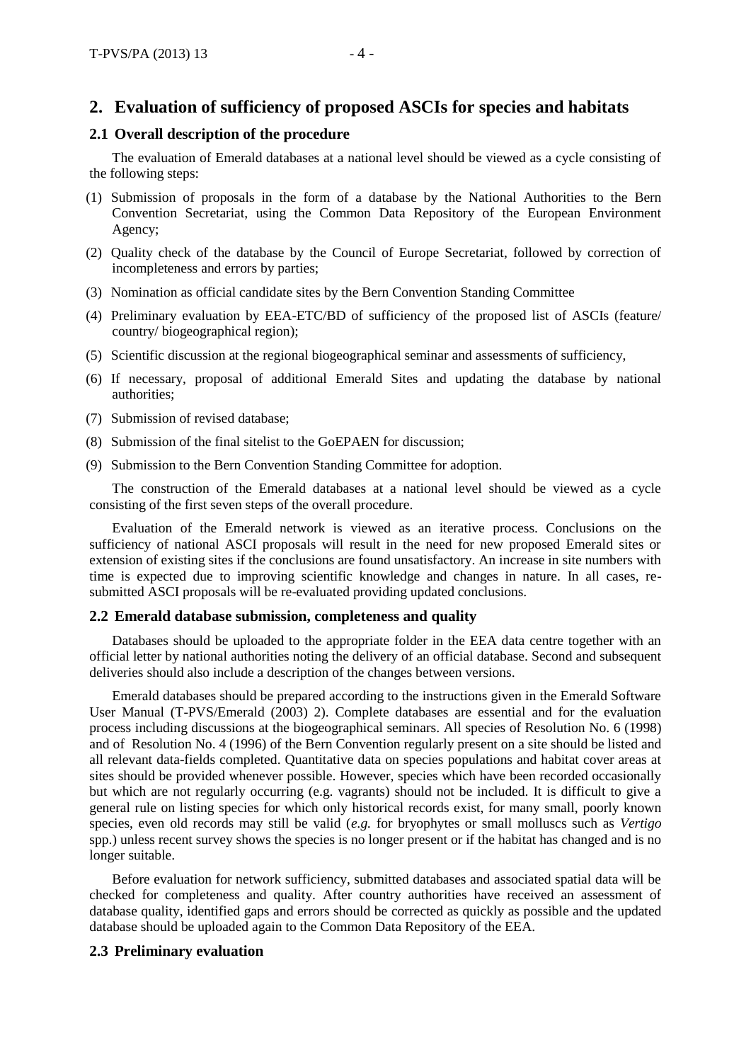## 2. Evaluation of sufficiency of proposed ASCIs for species and habitats

### 2.1 Overall description of the procedure

The evaluation of Emerald databases at a national level should be viewed as a cycle consisting of the following steps:

(1) Submission of proposals in the form of a database by the National Authorities to the Bern Convention Secretariat, using the Common Data Repository of the European Environment Agency;

(2) Quality check of the database by the Council of Europe Secretariat, followed by correction of incompleteness and errors by parties;

(3) Nomination as official candidate sites by the Bern Convention Standing Committee

(4) Preliminary evaluation by EEA-ETC/BD of sufficiency of the proposed list of ASCIs (feature/ country/ biogeographical region);

(5) Scientific discussion at the regional biogeographical seminar and assessments of sufficiency,

(6) If necessary, proposal of additional Emerald Sites and updating the database by national authorities;

(7) Submission of revised database;

(8) Submission of the final sitelist to the GoEPAEN for discussion;

(9) Submission to the Bern Convention Standing Committee for adoption.

The construction of the Emerald databases at a national level should be viewed as a cycle consisting of the first seven steps of the overall procedure.

Evaluation of the Emerald network is viewed as an iterative process. Conclusions on the sufficiency of national ASCI proposals will result in the need for new proposed Emerald sites or extension of existing sites if the conclusions are found unsatisfactory. An increase in site numbers with time is expected due to improving scientific knowledge and changes in nature. In all cases, re-submitted ASCI proposals will be re-evaluated providing updated conclusions.

### 2.2 Emerald database submission, completeness and quality

Databases should be uploaded to the appropriate folder in the EEA data centre together with an official letter by national authorities noting the delivery of an official database. Second and subsequent deliveries should also include a description of the changes between versions.

Emerald databases should be prepared according to the instructions given in the Emerald Software User Manual (T-PVS/Emerald (2003) 2). Complete databases are essential and for the evaluation process including discussions at the biogeographical seminars. All species of Resolution No. 6 (1998) and of Resolution No. 4 (1996) of the Bern Convention regularly present on a site should be listed and all relevant data-fields completed. Quantitative data on species populations and habitat cover areas at sites should be provided whenever possible. However, species which have been recorded occasionally but which are not regularly occurring (e.g. vagrants) should not be included. It is difficult to give a general rule on listing species for which only historical records exist, for many small, poorly known species, even old records may still be valid (*e.g.* for bryophytes or small molluscs such as *Vertigo* spp.) unless recent survey shows the species is no longer present or if the habitat has changed and is no longer suitable.

Before evaluation for network sufficiency, submitted databases and associated spatial data will be checked for completeness and quality. After country authorities have received an assessment of database quality, identified gaps and errors should be corrected as quickly as possible and the updated database should be uploaded again to the Common Data Repository of the EEA.

### 2.3 Preliminary evaluation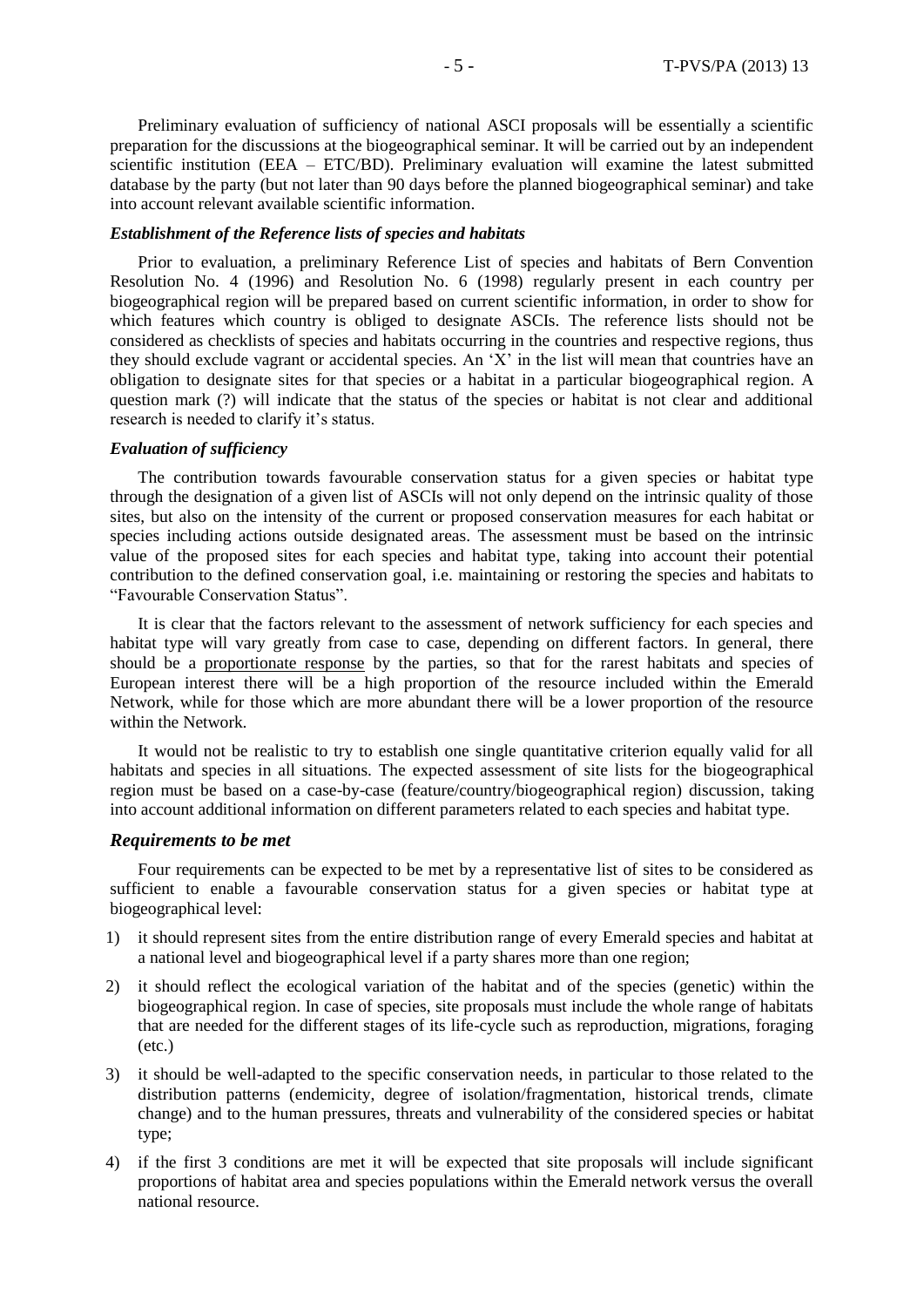Preliminary evaluation of sufficiency of national ASCI proposals will be essentially a scientific preparation for the discussions at the biogeographical seminar. It will be carried out by an independent scientific institution (EEA – ETC/BD). Preliminary evaluation will examine the latest submitted database by the party (but not later than 90 days before the planned biogeographical seminar) and take into account relevant available scientific information.

#### *Establishment of the Reference lists of species and habitats*

Prior to evaluation, a preliminary Reference List of species and habitats of Bern Convention Resolution No. 4 (1996) and Resolution No. 6 (1998) regularly present in each country per biogeographical region will be prepared based on current scientific information, in order to show for which features which country is obliged to designate ASCIs. The reference lists should not be considered as checklists of species and habitats occurring in the countries and respective regions, thus they should exclude vagrant or accidental species. An 'X' in the list will mean that countries have an obligation to designate sites for that species or a habitat in a particular biogeographical region. A question mark (?) will indicate that the status of the species or habitat is not clear and additional research is needed to clarify it's status.

#### *Evaluation of sufficiency*

The contribution towards favourable conservation status for a given species or habitat type through the designation of a given list of ASCIs will not only depend on the intrinsic quality of those sites, but also on the intensity of the current or proposed conservation measures for each habitat or species including actions outside designated areas. The assessment must be based on the intrinsic value of the proposed sites for each species and habitat type, taking into account their potential contribution to the defined conservation goal, i.e. maintaining or restoring the species and habitats to "Favourable Conservation Status".

It is clear that the factors relevant to the assessment of network sufficiency for each species and habitat type will vary greatly from case to case, depending on different factors. In general, there should be a proportionate response by the parties, so that for the rarest habitats and species of European interest there will be a high proportion of the resource included within the Emerald Network, while for those which are more abundant there will be a lower proportion of the resource within the Network.

It would not be realistic to try to establish one single quantitative criterion equally valid for all habitats and species in all situations. The expected assessment of site lists for the biogeographical region must be based on a case-by-case (feature/country/biogeographical region) discussion, taking into account additional information on different parameters related to each species and habitat type.

### *Requirements to be met*

Four requirements can be expected to be met by a representative list of sites to be considered as sufficient to enable a favourable conservation status for a given species or habitat type at biogeographical level:

1) it should represent sites from the entire distribution range of every Emerald species and habitat at a national level and biogeographical level if a party shares more than one region;
2) it should reflect the ecological variation of the habitat and of the species (genetic) within the biogeographical region. In case of species, site proposals must include the whole range of habitats that are needed for the different stages of its life-cycle such as reproduction, migrations, foraging (etc.)
3) it should be well-adapted to the specific conservation needs, in particular to those related to the distribution patterns (endemicity, degree of isolation/fragmentation, historical trends, climate change) and to the human pressures, threats and vulnerability of the considered species or habitat type;
4) if the first 3 conditions are met it will be expected that site proposals will include significant proportions of habitat area and species populations within the Emerald network versus the overall national resource.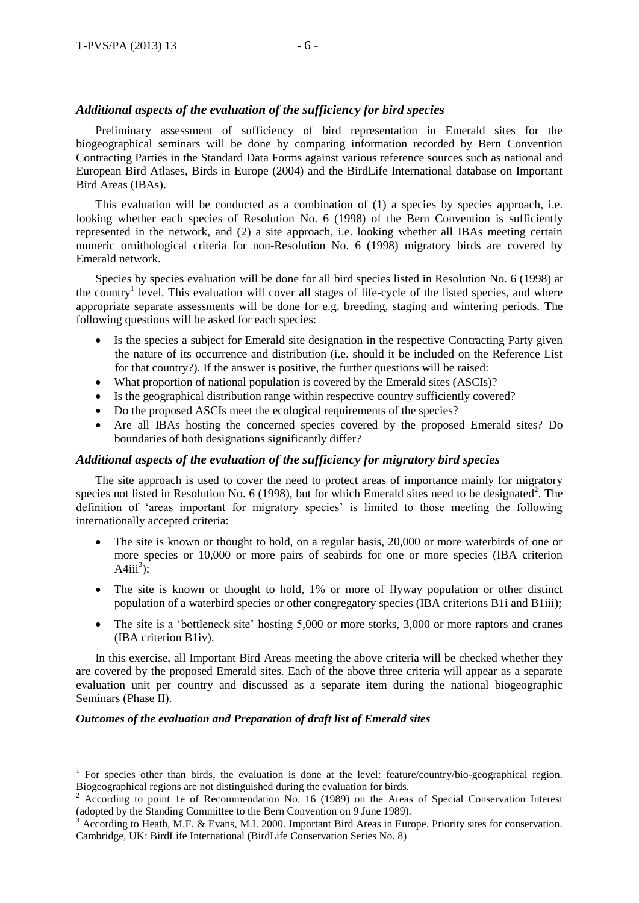### *Additional aspects of the evaluation of the sufficiency for bird species*

Preliminary assessment of sufficiency of bird representation in Emerald sites for the biogeographical seminars will be done by comparing information recorded by Bern Convention Contracting Parties in the Standard Data Forms against various reference sources such as national and European Bird Atlases, Birds in Europe (2004) and the BirdLife International database on Important Bird Areas (IBAs).

This evaluation will be conducted as a combination of (1) a species by species approach, i.e. looking whether each species of Resolution No. 6 (1998) of the Bern Convention is sufficiently represented in the network, and (2) a site approach, i.e. looking whether all IBAs meeting certain numeric ornithological criteria for non-Resolution No. 6 (1998) migratory birds are covered by Emerald network.

Species by species evaluation will be done for all bird species listed in Resolution No. 6 (1998) at the country[1] level. This evaluation will cover all stages of life-cycle of the listed species, and where appropriate separate assessments will be done for e.g. breeding, staging and wintering periods. The following questions will be asked for each species:

- Is the species a subject for Emerald site designation in the respective Contracting Party given the nature of its occurrence and distribution (i.e. should it be included on the Reference List for that country?). If the answer is positive, the further questions will be raised:
- What proportion of national population is covered by the Emerald sites (ASCIs)?
- Is the geographical distribution range within respective country sufficiently covered?
- Do the proposed ASCIs meet the ecological requirements of the species?
- Are all IBAs hosting the concerned species covered by the proposed Emerald sites? Do boundaries of both designations significantly differ?

### *Additional aspects of the evaluation of the sufficiency for migratory bird species*

The site approach is used to cover the need to protect areas of importance mainly for migratory species not listed in Resolution No. 6 (1998), but for which Emerald sites need to be designated[2]. The definition of 'areas important for migratory species' is limited to those meeting the following internationally accepted criteria:

- The site is known or thought to hold, on a regular basis, 20,000 or more waterbirds of one or more species or 10,000 or more pairs of seabirds for one or more species (IBA criterion A4iii[3]);
- The site is known or thought to hold, 1% or more of flyway population or other distinct population of a waterbird species or other congregatory species (IBA criterions B1i and B1iii);
- The site is a 'bottleneck site' hosting 5,000 or more storks, 3,000 or more raptors and cranes (IBA criterion B1iv).

In this exercise, all Important Bird Areas meeting the above criteria will be checked whether they are covered by the proposed Emerald sites. Each of the above three criteria will appear as a separate evaluation unit per country and discussed as a separate item during the national biogeographic Seminars (Phase II).

#### *Outcomes of the evaluation and Preparation of draft list of Emerald sites*

---

[1] For species other than birds, the evaluation is done at the level: feature/country/bio-geographical region. Biogeographical regions are not distinguished during the evaluation for birds.

[2] According to point 1e of Recommendation No. 16 (1989) on the Areas of Special Conservation Interest (adopted by the Standing Committee to the Bern Convention on 9 June 1989).

[3] According to Heath, M.F. & Evans, M.I. 2000. Important Bird Areas in Europe. Priority sites for conservation. Cambridge, UK: BirdLife International (BirdLife Conservation Series No. 8)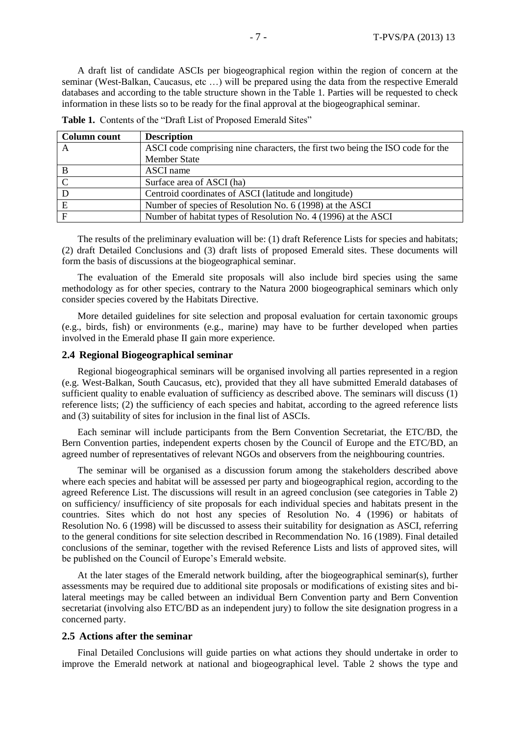A draft list of candidate ASCIs per biogeographical region within the region of concern at the seminar (West-Balkan, Caucasus, etc …) will be prepared using the data from the respective Emerald databases and according to the table structure shown in the Table 1. Parties will be requested to check information in these lists so to be ready for the final approval at the biogeographical seminar.

**Table 1.** Contents of the "Draft List of Proposed Emerald Sites"

| Column count | Description |
|---|---|
| A | ASCI code comprising nine characters, the first two being the ISO code for the Member State |
| B | ASCI name |
| C | Surface area of ASCI (ha) |
| D | Centroid coordinates of ASCI (latitude and longitude) |
| E | Number of species of Resolution No. 6 (1998) at the ASCI |
| F | Number of habitat types of Resolution No. 4 (1996) at the ASCI |

The results of the preliminary evaluation will be: (1) draft Reference Lists for species and habitats; (2) draft Detailed Conclusions and (3) draft lists of proposed Emerald sites. These documents will form the basis of discussions at the biogeographical seminar.

The evaluation of the Emerald site proposals will also include bird species using the same methodology as for other species, contrary to the Natura 2000 biogeographical seminars which only consider species covered by the Habitats Directive.

More detailed guidelines for site selection and proposal evaluation for certain taxonomic groups (e.g., birds, fish) or environments (e.g., marine) may have to be further developed when parties involved in the Emerald phase II gain more experience.

## 2.4 Regional Biogeographical seminar

Regional biogeographical seminars will be organised involving all parties represented in a region (e.g. West-Balkan, South Caucasus, etc), provided that they all have submitted Emerald databases of sufficient quality to enable evaluation of sufficiency as described above. The seminars will discuss (1) reference lists; (2) the sufficiency of each species and habitat, according to the agreed reference lists and (3) suitability of sites for inclusion in the final list of ASCIs.

Each seminar will include participants from the Bern Convention Secretariat, the ETC/BD, the Bern Convention parties, independent experts chosen by the Council of Europe and the ETC/BD, an agreed number of representatives of relevant NGOs and observers from the neighbouring countries.

The seminar will be organised as a discussion forum among the stakeholders described above where each species and habitat will be assessed per party and biogeographical region, according to the agreed Reference List. The discussions will result in an agreed conclusion (see categories in Table 2) on sufficiency/ insufficiency of site proposals for each individual species and habitats present in the countries. Sites which do not host any species of Resolution No. 4 (1996) or habitats of Resolution No. 6 (1998) will be discussed to assess their suitability for designation as ASCI, referring to the general conditions for site selection described in Recommendation No. 16 (1989). Final detailed conclusions of the seminar, together with the revised Reference Lists and lists of approved sites, will be published on the Council of Europe's Emerald website.

At the later stages of the Emerald network building, after the biogeographical seminar(s), further assessments may be required due to additional site proposals or modifications of existing sites and bi-lateral meetings may be called between an individual Bern Convention party and Bern Convention secretariat (involving also ETC/BD as an independent jury) to follow the site designation progress in a concerned party.

## 2.5 Actions after the seminar

Final Detailed Conclusions will guide parties on what actions they should undertake in order to improve the Emerald network at national and biogeographical level. Table 2 shows the type and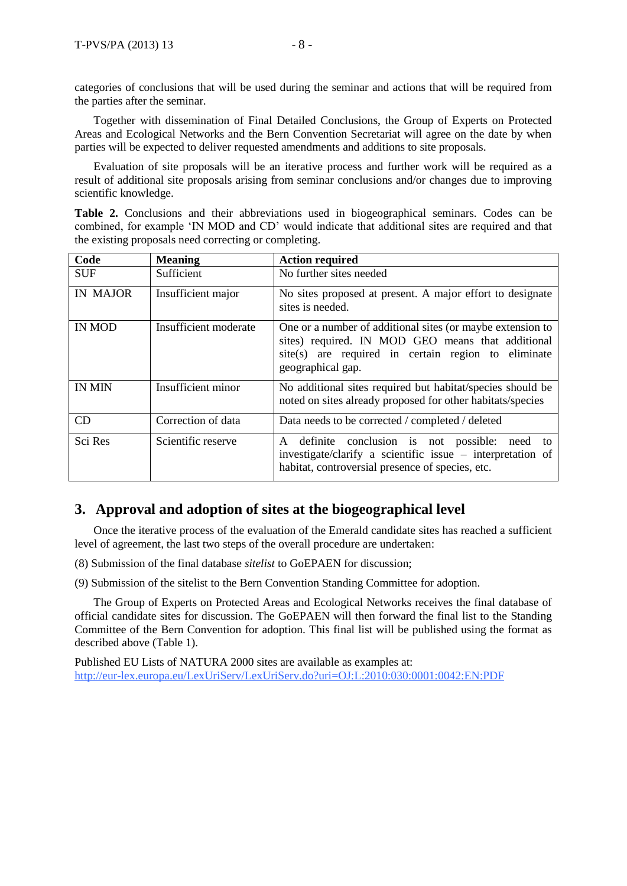categories of conclusions that will be used during the seminar and actions that will be required from the parties after the seminar.

Together with dissemination of Final Detailed Conclusions, the Group of Experts on Protected Areas and Ecological Networks and the Bern Convention Secretariat will agree on the date by when parties will be expected to deliver requested amendments and additions to site proposals.

Evaluation of site proposals will be an iterative process and further work will be required as a result of additional site proposals arising from seminar conclusions and/or changes due to improving scientific knowledge.

**Table 2.** Conclusions and their abbreviations used in biogeographical seminars. Codes can be combined, for example 'IN MOD and CD' would indicate that additional sites are required and that the existing proposals need correcting or completing.

| Code | Meaning | Action required |
|---|---|---|
| SUF | Sufficient | No further sites needed |
| IN MAJOR | Insufficient major | No sites proposed at present. A major effort to designate sites is needed. |
| IN MOD | Insufficient moderate | One or a number of additional sites (or maybe extension to sites) required. IN MOD GEO means that additional site(s) are required in certain region to eliminate geographical gap. |
| IN MIN | Insufficient minor | No additional sites required but habitat/species should be noted on sites already proposed for other habitats/species |
| CD | Correction of data | Data needs to be corrected / completed / deleted |
| Sci Res | Scientific reserve | A definite conclusion is not possible: need to investigate/clarify a scientific issue – interpretation of habitat, controversial presence of species, etc. |

## 3. Approval and adoption of sites at the biogeographical level

Once the iterative process of the evaluation of the Emerald candidate sites has reached a sufficient level of agreement, the last two steps of the overall procedure are undertaken:

(8) Submission of the final database *sitelist* to GoEPAEN for discussion;

(9) Submission of the sitelist to the Bern Convention Standing Committee for adoption.

The Group of Experts on Protected Areas and Ecological Networks receives the final database of official candidate sites for discussion. The GoEPAEN will then forward the final list to the Standing Committee of the Bern Convention for adoption. This final list will be published using the format as described above (Table 1).

Published EU Lists of NATURA 2000 sites are available as examples at:
http://eur-lex.europa.eu/LexUriServ/LexUriServ.do?uri=OJ:L:2010:030:0001:0042:EN:PDF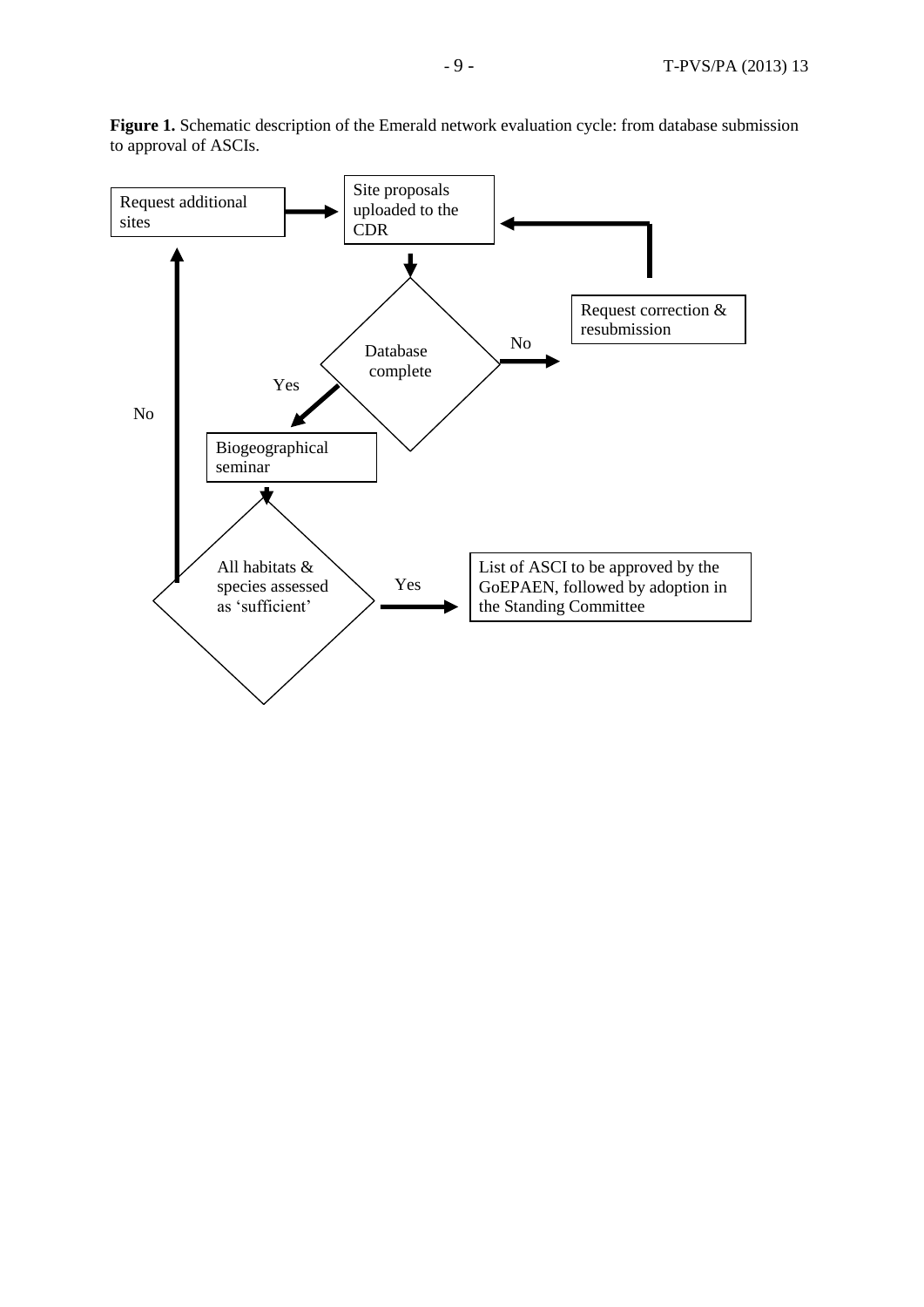**Figure 1.** Schematic description of the Emerald network evaluation cycle: from database submission to approval of ASCIs.

Request additional sites

Site proposals uploaded to the CDR

Request correction & resubmission

Database complete

No

Yes

No

Biogeographical seminar

All habitats & species assessed as 'sufficient'

Yes

List of ASCI to be approved by the GoEPAEN, followed by adoption in the Standing Committee